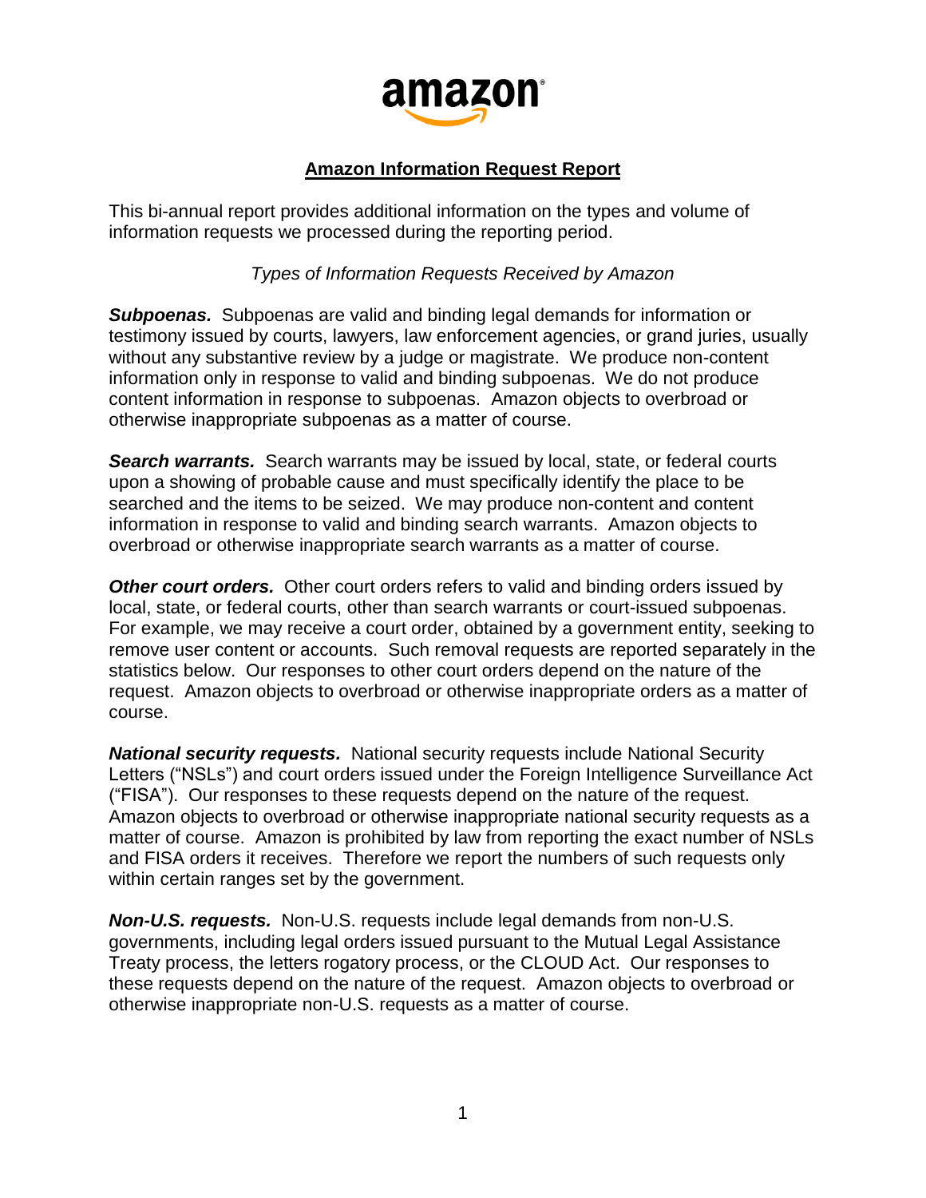# Amazon Information Request Report

This bi-annual report provides additional information on the types and volume of information requests we processed during the reporting period.

*Types of Information Requests Received by Amazon*

***Subpoenas.*** Subpoenas are valid and binding legal demands for information or testimony issued by courts, lawyers, law enforcement agencies, or grand juries, usually without any substantive review by a judge or magistrate. We produce non-content information only in response to valid and binding subpoenas. We do not produce content information in response to subpoenas. Amazon objects to overbroad or otherwise inappropriate subpoenas as a matter of course.

***Search warrants.*** Search warrants may be issued by local, state, or federal courts upon a showing of probable cause and must specifically identify the place to be searched and the items to be seized. We may produce non-content and content information in response to valid and binding search warrants. Amazon objects to overbroad or otherwise inappropriate search warrants as a matter of course.

***Other court orders.*** Other court orders refers to valid and binding orders issued by local, state, or federal courts, other than search warrants or court-issued subpoenas. For example, we may receive a court order, obtained by a government entity, seeking to remove user content or accounts. Such removal requests are reported separately in the statistics below. Our responses to other court orders depend on the nature of the request. Amazon objects to overbroad or otherwise inappropriate orders as a matter of course.

***National security requests.*** National security requests include National Security Letters ("NSLs") and court orders issued under the Foreign Intelligence Surveillance Act ("FISA"). Our responses to these requests depend on the nature of the request. Amazon objects to overbroad or otherwise inappropriate national security requests as a matter of course. Amazon is prohibited by law from reporting the exact number of NSLs and FISA orders it receives. Therefore we report the numbers of such requests only within certain ranges set by the government.

***Non-U.S. requests.*** Non-U.S. requests include legal demands from non-U.S. governments, including legal orders issued pursuant to the Mutual Legal Assistance Treaty process, the letters rogatory process, or the CLOUD Act. Our responses to these requests depend on the nature of the request. Amazon objects to overbroad or otherwise inappropriate non-U.S. requests as a matter of course.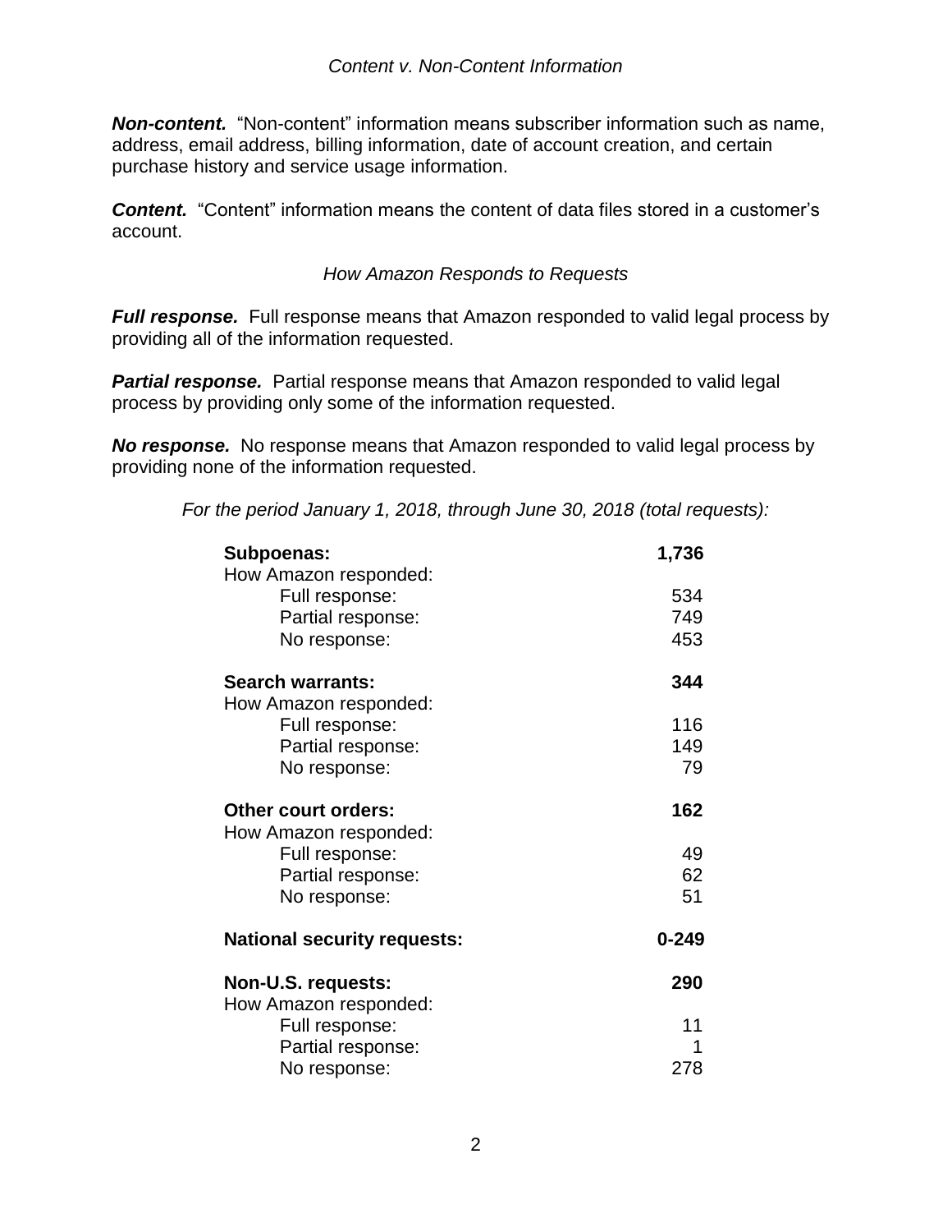*Content v. Non-Content Information*

***Non-content.*** "Non-content" information means subscriber information such as name, address, email address, billing information, date of account creation, and certain purchase history and service usage information.

***Content.*** "Content" information means the content of data files stored in a customer's account.

*How Amazon Responds to Requests*

***Full response.*** Full response means that Amazon responded to valid legal process by providing all of the information requested.

***Partial response.*** Partial response means that Amazon responded to valid legal process by providing only some of the information requested.

***No response.*** No response means that Amazon responded to valid legal process by providing none of the information requested.

*For the period January 1, 2018, through June 30, 2018 (total requests):*

| | |
|---|---|
| **Subpoenas:** | **1,736** |
| How Amazon responded: | |
| Full response: | 534 |
| Partial response: | 749 |
| No response: | 453 |
| **Search warrants:** | **344** |
| How Amazon responded: | |
| Full response: | 116 |
| Partial response: | 149 |
| No response: | 79 |
| **Other court orders:** | **162** |
| How Amazon responded: | |
| Full response: | 49 |
| Partial response: | 62 |
| No response: | 51 |
| **National security requests:** | **0-249** |
| **Non-U.S. requests:** | **290** |
| How Amazon responded: | |
| Full response: | 11 |
| Partial response: | 1 |
| No response: | 278 |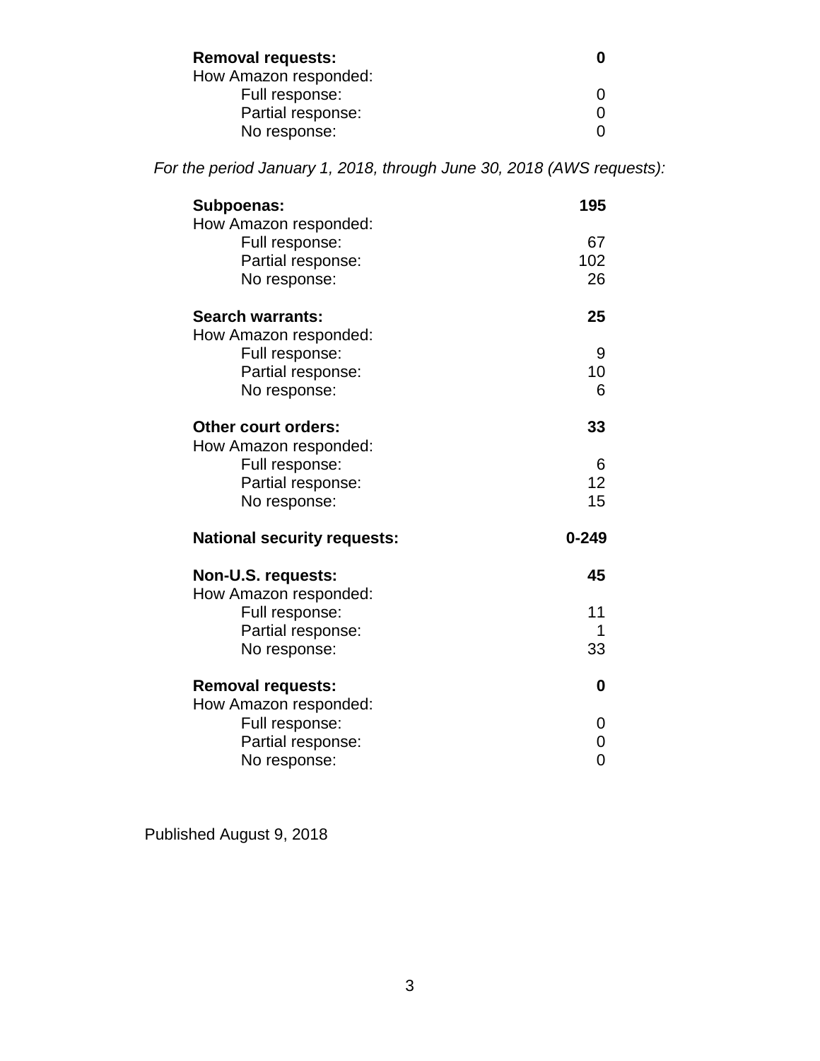| | |
|---|---|
| **Removal requests:** | **0** |
| How Amazon responded: | |
| Full response: | 0 |
| Partial response: | 0 |
| No response: | 0 |

*For the period January 1, 2018, through June 30, 2018 (AWS requests):*

| | |
|---|---|
| **Subpoenas:** | **195** |
| How Amazon responded: | |
| Full response: | 67 |
| Partial response: | 102 |
| No response: | 26 |
| **Search warrants:** | **25** |
| How Amazon responded: | |
| Full response: | 9 |
| Partial response: | 10 |
| No response: | 6 |
| **Other court orders:** | **33** |
| How Amazon responded: | |
| Full response: | 6 |
| Partial response: | 12 |
| No response: | 15 |
| **National security requests:** | **0-249** |
| **Non-U.S. requests:** | **45** |
| How Amazon responded: | |
| Full response: | 11 |
| Partial response: | 1 |
| No response: | 33 |
| **Removal requests:** | **0** |
| How Amazon responded: | |
| Full response: | 0 |
| Partial response: | 0 |
| No response: | 0 |

Published August 9, 2018